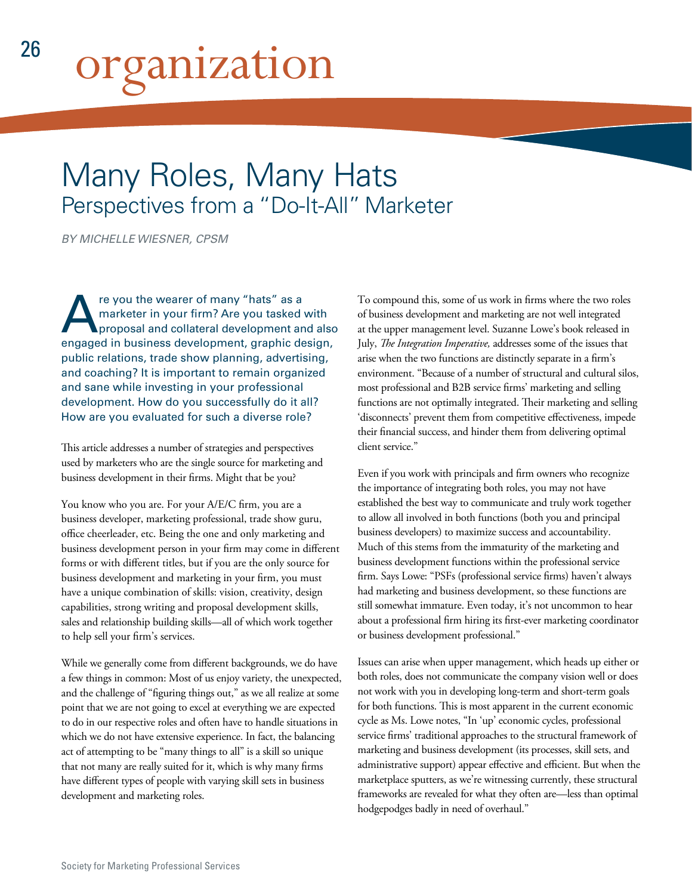# organization

## Many Roles, Many Hats
### Perspectives from a "Do-It-All" Marketer

*BY MICHELLE WIESNER, CPSM*

Are you the wearer of many "hats" as a marketer in your firm? Are you tasked with proposal and collateral development and also engaged in business development, graphic design, public relations, trade show planning, advertising, and coaching? It is important to remain organized and sane while investing in your professional development. How do you successfully do it all? How are you evaluated for such a diverse role?

This article addresses a number of strategies and perspectives used by marketers who are the single source for marketing and business development in their firms. Might that be you?

You know who you are. For your A/E/C firm, you are a business developer, marketing professional, trade show guru, office cheerleader, etc. Being the one and only marketing and business development person in your firm may come in different forms or with different titles, but if you are the only source for business development and marketing in your firm, you must have a unique combination of skills: vision, creativity, design capabilities, strong writing and proposal development skills, sales and relationship building skills—all of which work together to help sell your firm's services.

While we generally come from different backgrounds, we do have a few things in common: Most of us enjoy variety, the unexpected, and the challenge of "figuring things out," as we all realize at some point that we are not going to excel at everything we are expected to do in our respective roles and often have to handle situations in which we do not have extensive experience. In fact, the balancing act of attempting to be "many things to all" is a skill so unique that not many are really suited for it, which is why many firms have different types of people with varying skill sets in business development and marketing roles.

To compound this, some of us work in firms where the two roles of business development and marketing are not well integrated at the upper management level. Suzanne Lowe's book released in July, *The Integration Imperative,* addresses some of the issues that arise when the two functions are distinctly separate in a firm's environment. "Because of a number of structural and cultural silos, most professional and B2B service firms' marketing and selling functions are not optimally integrated. Their marketing and selling 'disconnects' prevent them from competitive effectiveness, impede their financial success, and hinder them from delivering optimal client service."

Even if you work with principals and firm owners who recognize the importance of integrating both roles, you may not have established the best way to communicate and truly work together to allow all involved in both functions (both you and principal business developers) to maximize success and accountability. Much of this stems from the immaturity of the marketing and business development functions within the professional service firm. Says Lowe: "PSFs (professional service firms) haven't always had marketing and business development, so these functions are still somewhat immature. Even today, it's not uncommon to hear about a professional firm hiring its first-ever marketing coordinator or business development professional."

Issues can arise when upper management, which heads up either or both roles, does not communicate the company vision well or does not work with you in developing long-term and short-term goals for both functions. This is most apparent in the current economic cycle as Ms. Lowe notes, "In 'up' economic cycles, professional service firms' traditional approaches to the structural framework of marketing and business development (its processes, skill sets, and administrative support) appear effective and efficient. But when the marketplace sputters, as we're witnessing currently, these structural frameworks are revealed for what they often are—less than optimal hodgepodges badly in need of overhaul."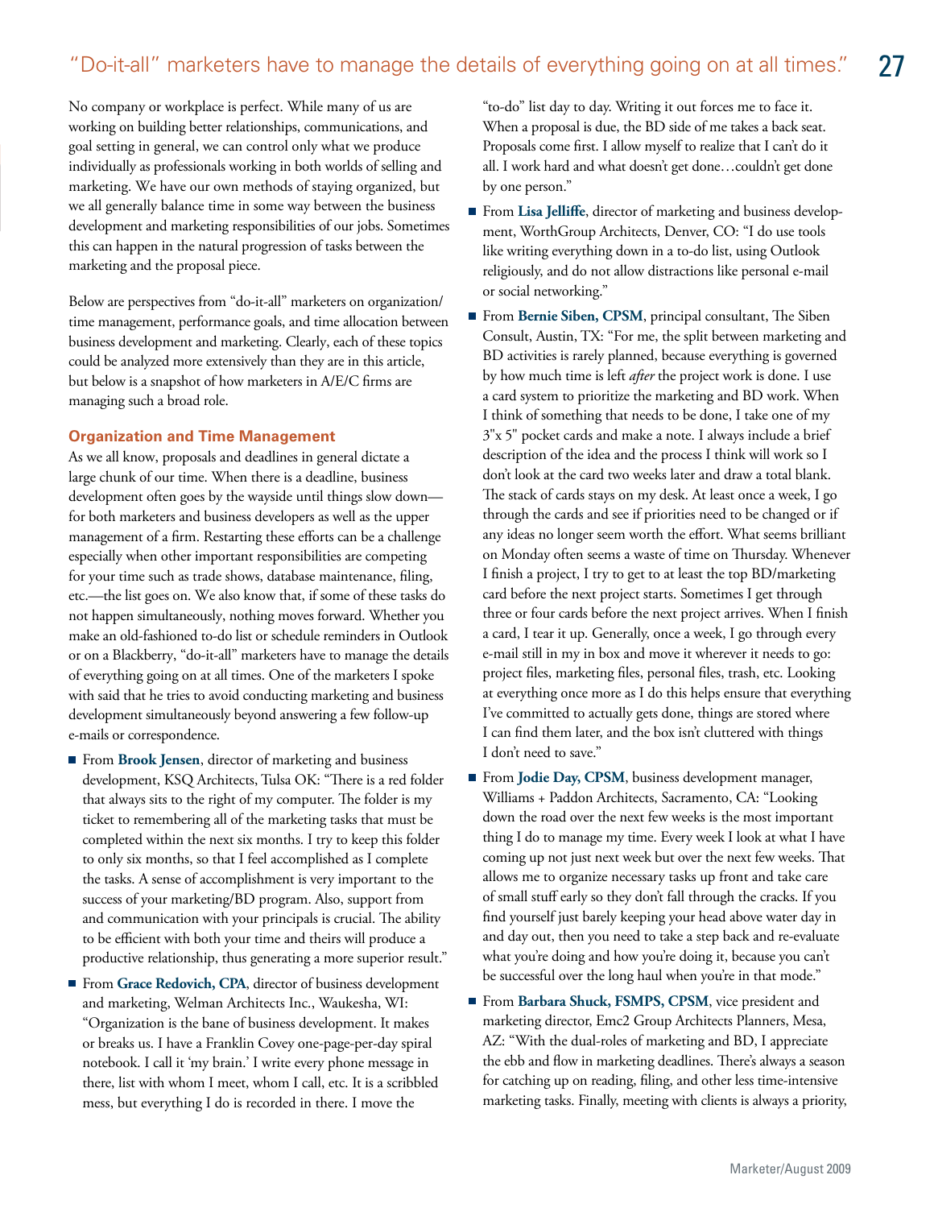No company or workplace is perfect. While many of us are working on building better relationships, communications, and goal setting in general, we can control only what we produce individually as professionals working in both worlds of selling and marketing. We have our own methods of staying organized, but we all generally balance time in some way between the business development and marketing responsibilities of our jobs. Sometimes this can happen in the natural progression of tasks between the marketing and the proposal piece.

Below are perspectives from "do-it-all" marketers on organization/time management, performance goals, and time allocation between business development and marketing. Clearly, each of these topics could be analyzed more extensively than they are in this article, but below is a snapshot of how marketers in A/E/C firms are managing such a broad role.

### Organization and Time Management

As we all know, proposals and deadlines in general dictate a large chunk of our time. When there is a deadline, business development often goes by the wayside until things slow down—for both marketers and business developers as well as the upper management of a firm. Restarting these efforts can be a challenge especially when other important responsibilities are competing for your time such as trade shows, database maintenance, filing, etc.—the list goes on. We also know that, if some of these tasks do not happen simultaneously, nothing moves forward. Whether you make an old-fashioned to-do list or schedule reminders in Outlook or on a Blackberry, "do-it-all" marketers have to manage the details of everything going on at all times. One of the marketers I spoke with said that he tries to avoid conducting marketing and business development simultaneously beyond answering a few follow-up e-mails or correspondence.

- From **Brook Jensen**, director of marketing and business development, KSQ Architects, Tulsa OK: "There is a red folder that always sits to the right of my computer. The folder is my ticket to remembering all of the marketing tasks that must be completed within the next six months. I try to keep this folder to only six months, so that I feel accomplished as I complete the tasks. A sense of accomplishment is very important to the success of your marketing/BD program. Also, support from and communication with your principals is crucial. The ability to be efficient with both your time and theirs will produce a productive relationship, thus generating a more superior result."
- From **Grace Redovich, CPA**, director of business development and marketing, Welman Architects Inc., Waukesha, WI: "Organization is the bane of business development. It makes or breaks us. I have a Franklin Covey one-page-per-day spiral notebook. I call it 'my brain.' I write every phone message in there, list with whom I meet, whom I call, etc. It is a scribbled mess, but everything I do is recorded in there. I move the "to-do" list day to day. Writing it out forces me to face it. When a proposal is due, the BD side of me takes a back seat. Proposals come first. I allow myself to realize that I can't do it all. I work hard and what doesn't get done…couldn't get done by one person."
- From **Lisa Jelliffe**, director of marketing and business development, WorthGroup Architects, Denver, CO: "I do use tools like writing everything down in a to-do list, using Outlook religiously, and do not allow distractions like personal e-mail or social networking."
- From **Bernie Siben, CPSM**, principal consultant, The Siben Consult, Austin, TX: "For me, the split between marketing and BD activities is rarely planned, because everything is governed by how much time is left *after* the project work is done. I use a card system to prioritize the marketing and BD work. When I think of something that needs to be done, I take one of my 3"x 5" pocket cards and make a note. I always include a brief description of the idea and the process I think will work so I don't look at the card two weeks later and draw a total blank. The stack of cards stays on my desk. At least once a week, I go through the cards and see if priorities need to be changed or if any ideas no longer seem worth the effort. What seems brilliant on Monday often seems a waste of time on Thursday. Whenever I finish a project, I try to get to at least the top BD/marketing card before the next project starts. Sometimes I get through three or four cards before the next project arrives. When I finish a card, I tear it up. Generally, once a week, I go through every e-mail still in my in box and move it wherever it needs to go: project files, marketing files, personal files, trash, etc. Looking at everything once more as I do this helps ensure that everything I've committed to actually gets done, things are stored where I can find them later, and the box isn't cluttered with things I don't need to save."
- From **Jodie Day, CPSM**, business development manager, Williams + Paddon Architects, Sacramento, CA: "Looking down the road over the next few weeks is the most important thing I do to manage my time. Every week I look at what I have coming up not just next week but over the next few weeks. That allows me to organize necessary tasks up front and take care of small stuff early so they don't fall through the cracks. If you find yourself just barely keeping your head above water day in and day out, then you need to take a step back and re-evaluate what you're doing and how you're doing it, because you can't be successful over the long haul when you're in that mode."
- From **Barbara Shuck, FSMPS, CPSM**, vice president and marketing director, Emc2 Group Architects Planners, Mesa, AZ: "With the dual-roles of marketing and BD, I appreciate the ebb and flow in marketing deadlines. There's always a season for catching up on reading, filing, and other less time-intensive marketing tasks. Finally, meeting with clients is always a priority,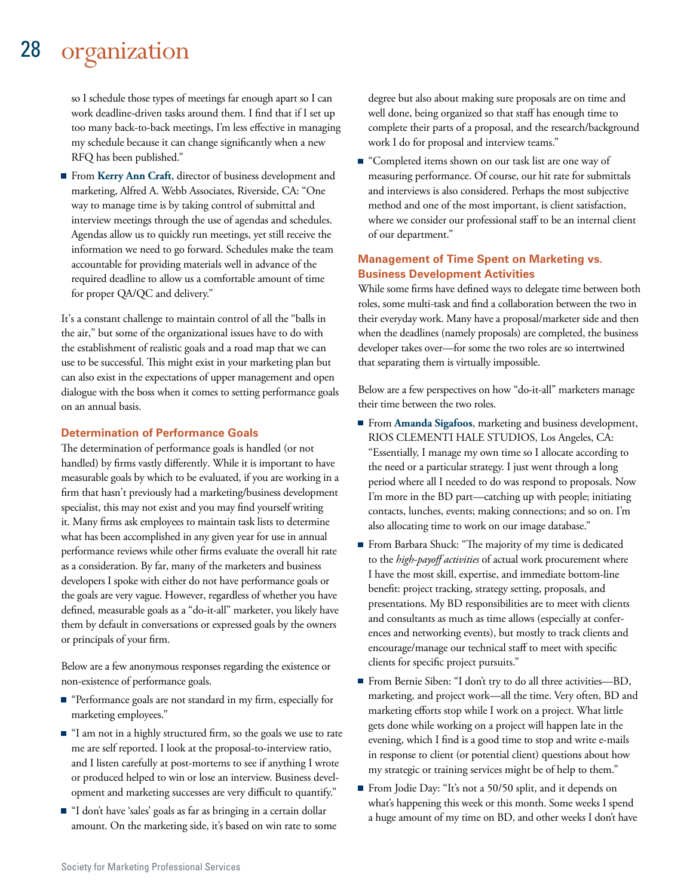so I schedule those types of meetings far enough apart so I can work deadline-driven tasks around them. I find that if I set up too many back-to-back meetings, I'm less effective in managing my schedule because it can change significantly when a new RFQ has been published."

- From **Kerry Ann Craft**, director of business development and marketing, Alfred A. Webb Associates, Riverside, CA: "One way to manage time is by taking control of submittal and interview meetings through the use of agendas and schedules. Agendas allow us to quickly run meetings, yet still receive the information we need to go forward. Schedules make the team accountable for providing materials well in advance of the required deadline to allow us a comfortable amount of time for proper QA/QC and delivery."

It's a constant challenge to maintain control of all the "balls in the air," but some of the organizational issues have to do with the establishment of realistic goals and a road map that we can use to be successful. This might exist in your marketing plan but can also exist in the expectations of upper management and open dialogue with the boss when it comes to setting performance goals on an annual basis.

### Determination of Performance Goals

The determination of performance goals is handled (or not handled) by firms vastly differently. While it is important to have measurable goals by which to be evaluated, if you are working in a firm that hasn't previously had a marketing/business development specialist, this may not exist and you may find yourself writing it. Many firms ask employees to maintain task lists to determine what has been accomplished in any given year for use in annual performance reviews while other firms evaluate the overall hit rate as a consideration. By far, many of the marketers and business developers I spoke with either do not have performance goals or the goals are very vague. However, regardless of whether you have defined, measurable goals as a "do-it-all" marketer, you likely have them by default in conversations or expressed goals by the owners or principals of your firm.

Below are a few anonymous responses regarding the existence or non-existence of performance goals.

- "Performance goals are not standard in my firm, especially for marketing employees."
- "I am not in a highly structured firm, so the goals we use to rate me are self reported. I look at the proposal-to-interview ratio, and I listen carefully at post-mortems to see if anything I wrote or produced helped to win or lose an interview. Business development and marketing successes are very difficult to quantify."
- "I don't have 'sales' goals as far as bringing in a certain dollar amount. On the marketing side, it's based on win rate to some degree but also about making sure proposals are on time and well done, being organized so that staff has enough time to complete their parts of a proposal, and the research/background work I do for proposal and interview teams."
- "Completed items shown on our task list are one way of measuring performance. Of course, our hit rate for submittals and interviews is also considered. Perhaps the most subjective method and one of the most important, is client satisfaction, where we consider our professional staff to be an internal client of our department."

### Management of Time Spent on Marketing vs. Business Development Activities

While some firms have defined ways to delegate time between both roles, some multi-task and find a collaboration between the two in their everyday work. Many have a proposal/marketer side and then when the deadlines (namely proposals) are completed, the business developer takes over—for some the two roles are so intertwined that separating them is virtually impossible.

Below are a few perspectives on how "do-it-all" marketers manage their time between the two roles.

- From **Amanda Sigafoos**, marketing and business development, RIOS CLEMENTI HALE STUDIOS, Los Angeles, CA: "Essentially, I manage my own time so I allocate according to the need or a particular strategy. I just went through a long period where all I needed to do was respond to proposals. Now I'm more in the BD part—catching up with people; initiating contacts, lunches, events; making connections; and so on. I'm also allocating time to work on our image database."
- From Barbara Shuck: "The majority of my time is dedicated to the *high-payoff activities* of actual work procurement where I have the most skill, expertise, and immediate bottom-line benefit: project tracking, strategy setting, proposals, and presentations. My BD responsibilities are to meet with clients and consultants as much as time allows (especially at conferences and networking events), but mostly to track clients and encourage/manage our technical staff to meet with specific clients for specific project pursuits."
- From Bernie Siben: "I don't try to do all three activities—BD, marketing, and project work—all the time. Very often, BD and marketing efforts stop while I work on a project. What little gets done while working on a project will happen late in the evening, which I find is a good time to stop and write e-mails in response to client (or potential client) questions about how my strategic or training services might be of help to them."
- From Jodie Day: "It's not a 50/50 split, and it depends on what's happening this week or this month. Some weeks I spend a huge amount of my time on BD, and other weeks I don't have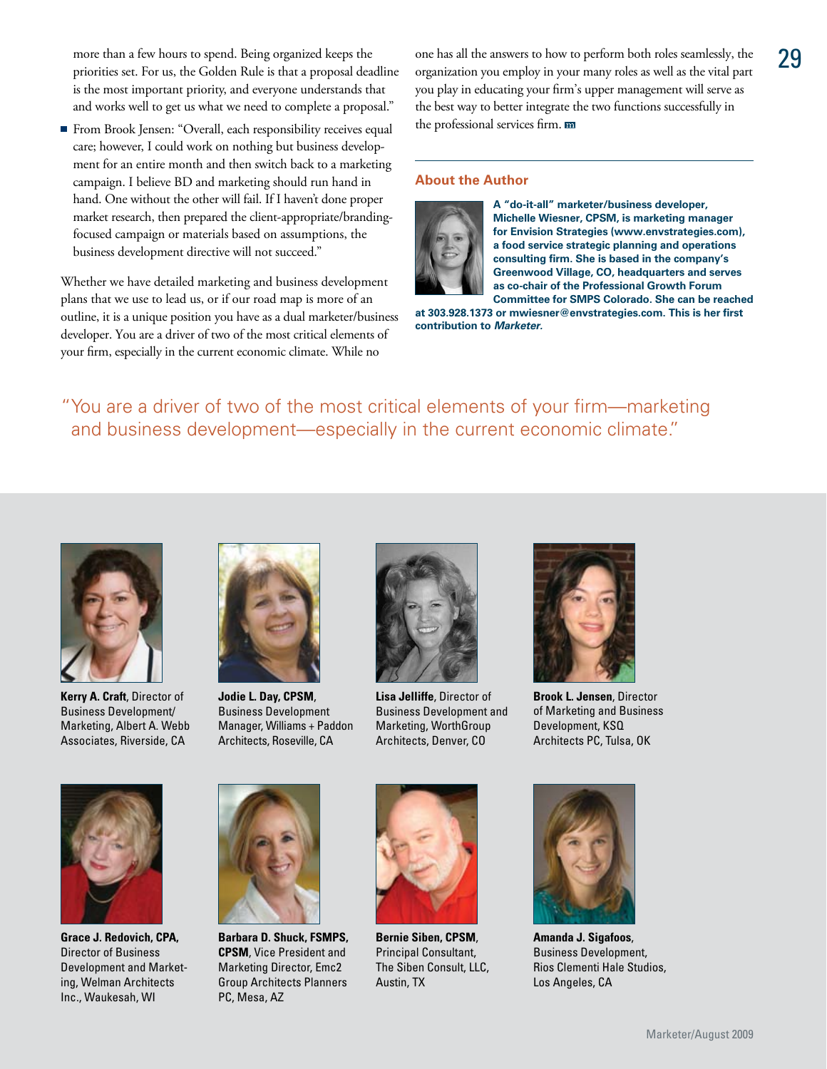more than a few hours to spend. Being organized keeps the priorities set. For us, the Golden Rule is that a proposal deadline is the most important priority, and everyone understands that and works well to get us what we need to complete a proposal."

- From Brook Jensen: "Overall, each responsibility receives equal care; however, I could work on nothing but business development for an entire month and then switch back to a marketing campaign. I believe BD and marketing should run hand in hand. One without the other will fail. If I haven't done proper market research, then prepared the client-appropriate/branding-focused campaign or materials based on assumptions, the business development directive will not succeed."

Whether we have detailed marketing and business development plans that we use to lead us, or if our road map is more of an outline, it is a unique position you have as a dual marketer/business developer. You are a driver of two of the most critical elements of your firm, especially in the current economic climate. While no one has all the answers to how to perform both roles seamlessly, the organization you employ in your many roles as well as the vital part you play in educating your firm's upper management will serve as the best way to better integrate the two functions successfully in the professional services firm.

## About the Author

**A "do-it-all" marketer/business developer, Michelle Wiesner, CPSM, is marketing manager for Envision Strategies (www.envstrategies.com), a food service strategic planning and operations consulting firm. She is based in the company's Greenwood Village, CO, headquarters and serves as co-chair of the Professional Growth Forum Committee for SMPS Colorado. She can be reached at 303.928.1373 or mwiesner@envstrategies.com. This is her first contribution to *Marketer*.**

"You are a driver of two of the most critical elements of your firm—marketing and business development—especially in the current economic climate."

**Kerry A. Craft**, Director of Business Development/Marketing, Albert A. Webb Associates, Riverside, CA

**Jodie L. Day, CPSM**, Business Development Manager, Williams + Paddon Architects, Roseville, CA

**Lisa Jelliffe**, Director of Business Development and Marketing, WorthGroup Architects, Denver, CO

**Brook L. Jensen**, Director of Marketing and Business Development, KSQ Architects PC, Tulsa, OK

**Grace J. Redovich, CPA**, Director of Business Development and Marketing, Welman Architects Inc., Waukesah, WI

**Barbara D. Shuck, FSMPS, CPSM**, Vice President and Marketing Director, Emc2 Group Architects Planners PC, Mesa, AZ

**Bernie Siben, CPSM**, Principal Consultant, The Siben Consult, LLC, Austin, TX

**Amanda J. Sigafoos**, Business Development, Rios Clementi Hale Studios, Los Angeles, CA